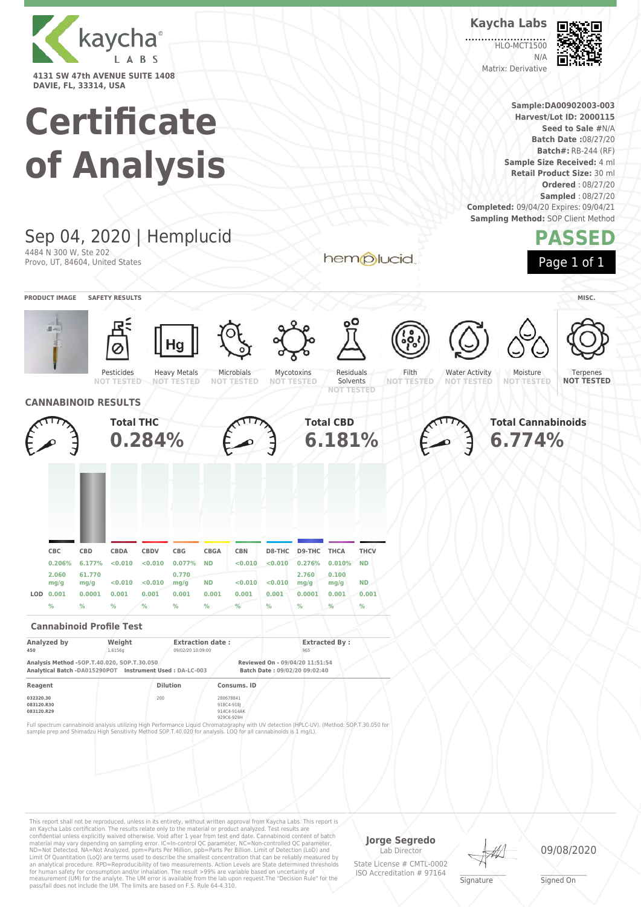kaycha LABS

4131 SW 47th AVENUE SUITE 1408
DAVIE, FL, 33314, USA

# Certificate of Analysis

**Kaycha Labs**

HLO-MCT1500
N/A
Matrix: Derivative

**Sample:** DA00902003-003
**Harvest/Lot ID:** 2000115
**Seed to Sale #** N/A
**Batch Date :** 08/27/20
**Batch#:** RB-244 (RF)
**Sample Size Received:** 4 ml
**Retail Product Size:** 30 ml
**Ordered** : 08/27/20
**Sampled** : 08/27/20
**Completed:** 09/04/20 Expires: 09/04/21
**Sampling Method:** SOP Client Method

## Sep 04, 2020 | Hemplucid

4484 N 300 W, Ste 202
Provo, UT, 84604, United States

hemplucid

**PASSED**

**PRODUCT IMAGE** | **SAFETY RESULTS** | **MISC.**

| Pesticides | Heavy Metals | Microbials | Mycotoxins | Residuals Solvents | Filth | Water Activity | Moisture | Terpenes |
|---|---|---|---|---|---|---|---|---|
| NOT TESTED | NOT TESTED | NOT TESTED | NOT TESTED | NOT TESTED | NOT TESTED | NOT TESTED | NOT TESTED | NOT TESTED |

## CANNABINOID RESULTS

**Total THC** 0.284%

**Total CBD** 6.181%

**Total Cannabinoids** 6.774%

| | CBC | CBD | CBDA | CBDV | CBG | CBGA | CBN | D8-THC | D9-THC | THCA | THCV |
|---|---|---|---|---|---|---|---|---|---|---|---|
| | 0.206% | 6.177% | <0.010 | <0.010 | 0.077% | ND | <0.010 | <0.010 | 0.276% | 0.010% | ND |
| | 2.060 mg/g | 61.770 mg/g | <0.010 | <0.010 | 0.770 mg/g | ND | <0.010 | <0.010 | 2.760 mg/g | 0.100 mg/g | ND |
| LOD | 0.001 | 0.0001 | 0.001 | 0.001 | 0.001 | 0.001 | 0.001 | 0.001 | 0.0001 | 0.001 | 0.001 |
| | % | % | % | % | % | % | % | % | % | % | % |

### Cannabinoid Profile Test

| Analyzed by | Weight | Extraction date : | Extracted By : |
|---|---|---|---|
| 450 | 1.6156g | 09/02/20 10:09:00 | 965 |

**Analysis Method** -SOP.T.40.020, SOP.T.30.050
**Analytical Batch** -DA015290POT **Instrument Used :** DA-LC-003

**Reviewed On** - 09/04/20 11:51:54
**Batch Date :** 09/02/20 09:02:40

| Reagent | Dilution | Consums. ID |
|---|---|---|
| 032320.30<br>083120.R30<br>083120.R29 | 200 | 280678841<br>918C4-918J<br>914C4-914AK<br>929C6-929H |

Full spectrum cannabinoid analysis utilizing High Performance Liquid Chromatography with UV detection (HPLC-UV). (Method: SOP.T.30.050 for sample prep and Shimadzu High Sensitivity Method SOP.T.40.020 for analysis. LOQ for all cannabinoids is 1 mg/L).

This report shall not be reproduced, unless in its entirety, without written approval from Kaycha Labs. This report is an Kaycha Labs certification. The results relate only to the material or product analyzed. Test results are confidential unless explicitly waived otherwise. Void after 1 year from test end date. Cannabinoid content of batch material may vary depending on sampling error. IC=In-control QC parameter, NC=Non-controlled QC parameter, ND=Not Detected, NA=Not Analyzed, ppm=Parts Per Million, ppb=Parts Per Billion. Limit of Detection (LoD) and Limit Of Quantitation (LoQ) are terms used to describe the smallest concentration that can be reliably measured by an analytical procedure. RPD=Reproducibility of two measurements. Action Levels are State determined thresholds for human safety for consumption and/or inhalation. The result >99% are variable based on uncertainty of measurement (UM) for the analyte. The UM error is available from the lab upon request.The "Decision Rule" for the pass/fail does not include the UM. The limits are based on F.S. Rule 64-4.310.

**Jorge Segredo**
Lab Director

State License # CMTL-0002
ISO Accreditation # 97164

Signature

09/08/2020
Signed On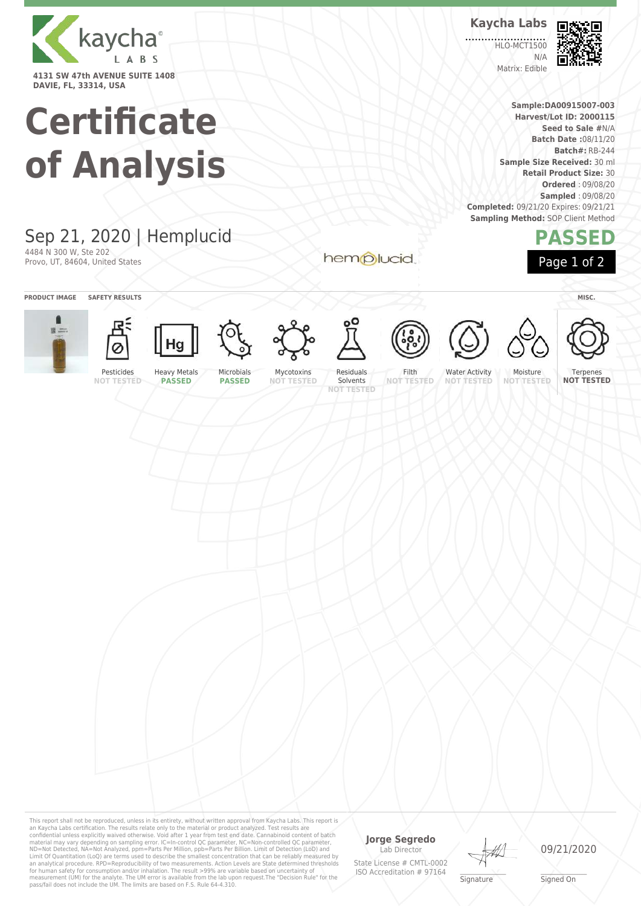**Kaycha Labs**

HLO-MCT1500
N/A
Matrix: Edible

kaycha LABS

**4131 SW 47th AVENUE SUITE 1408**
**DAVIE, FL, 33314, USA**

# Certificate of Analysis

**Sample:DA00915007-003**
**Harvest/Lot ID: 2000115**
**Seed to Sale #**N/A
**Batch Date :**08/11/20
**Batch#:** RB-244
**Sample Size Received:** 30 ml
**Retail Product Size:** 30
**Ordered** : 09/08/20
**Sampled** : 09/08/20
**Completed:** 09/21/20 Expires: 09/21/21
**Sampling Method:** SOP Client Method

## Sep 21, 2020 | Hemplucid

4484 N 300 W, Ste 202
Provo, UT, 84604, United States

## PASSED

**PRODUCT IMAGE** | **SAFETY RESULTS** | **MISC.**

| Pesticides | Heavy Metals | Microbials | Mycotoxins | Residuals Solvents | Filth | Water Activity | Moisture | Terpenes |
|---|---|---|---|---|---|---|---|---|
| NOT TESTED | PASSED | PASSED | NOT TESTED | NOT TESTED | NOT TESTED | NOT TESTED | NOT TESTED | NOT TESTED |

This report shall not be reproduced, unless in its entirety, without written approval from Kaycha Labs. This report is an Kaycha Labs certification. The results relate only to the material or product analyzed. Test results are confidential unless explicitly waived otherwise. Void after 1 year from test end date. Cannabinoid content of batch material may vary depending on sampling error. IC=In-control QC parameter, NC=Non-controlled QC parameter, ND=Not Detected, NA=Not Analyzed, ppm=Parts Per Million, ppb=Parts Per Billion. Limit of Detection (LoD) and Limit Of Quantitation (LoQ) are terms used to describe the smallest concentration that can be reliably measured by an analytical procedure. RPD=Reproducibility of two measurements. Action Levels are State determined thresholds for human safety for consumption and/or inhalation. The result >99% are variable based on uncertainty of measurement (UM) for the analyte. The UM error is available from the lab upon request.The "Decision Rule" for the pass/fail does not include the UM. The limits are based on F.S. Rule 64-4.310.

**Jorge Segredo**
Lab Director

State License # CMTL-0002
ISO Accreditation # 97164

Signature

09/21/2020
Signed On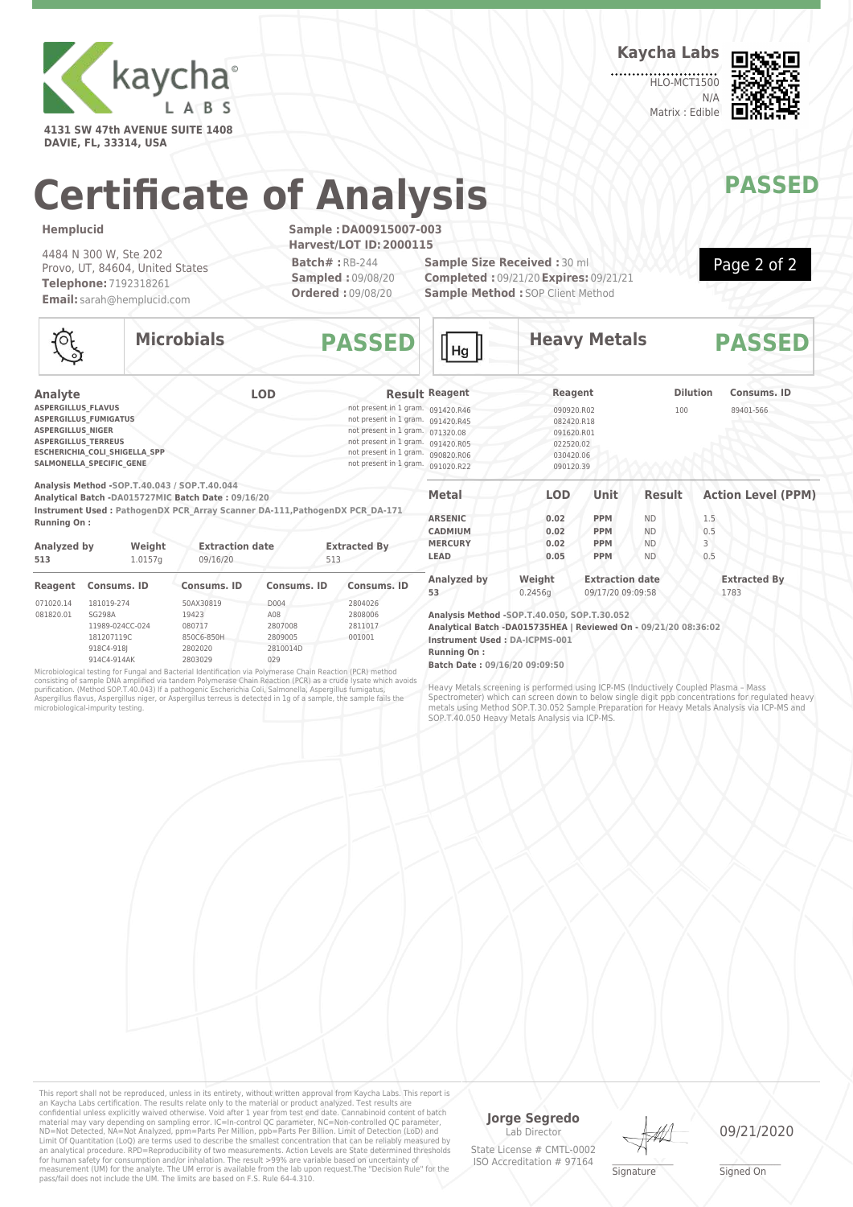4131 SW 47th AVENUE SUITE 1408
DAVIE, FL, 33314, USA

**Kaycha Labs**

HLO-MCT1500
N/A
Matrix : Edible

# Certificate of Analysis

**PASSED**

**Hemplucid**

4484 N 300 W, Ste 202
Provo, UT, 84604, United States
**Telephone:** 7192318261
**Email:** sarah@hemplucid.com

**Sample :** DA00915007-003
**Harvest/LOT ID:** 2000115
**Batch# :** RB-244
**Sampled :** 09/08/20
**Ordered :** 09/08/20
**Sample Size Received :** 30 ml
**Completed :** 09/21/20 **Expires:** 09/21/21
**Sample Method :** SOP Client Method

## Microbials — PASSED

| Analyte | LOD | Result |
|---|---|---|
| ASPERGILLUS_FLAVUS | | not present in 1 gram. |
| ASPERGILLUS_FUMIGATUS | | not present in 1 gram. |
| ASPERGILLUS_NIGER | | not present in 1 gram. |
| ASPERGILLUS_TERREUS | | not present in 1 gram. |
| ESCHERICHIA_COLI_SHIGELLA_SPP | | not present in 1 gram. |
| SALMONELLA_SPECIFIC_GENE | | not present in 1 gram. |

**Analysis Method -SOP.T.40.043 / SOP.T.40.044**
**Analytical Batch -DA015727MIC Batch Date : 09/16/20**
**Instrument Used : PathogenDX PCR_Array Scanner DA-111,PathogenDX PCR_DA-171**
**Running On :**

| Analyzed by | Weight | Extraction date | Extracted By |
|---|---|---|---|
| 513 | 1.0157g | 09/16/20 | 513 |

| Reagent | Consums. ID | Consums. ID | Consums. ID | Consums. ID |
|---|---|---|---|---|
| 071020.14 | 181019-274 | 50AX30819 | D004 | 2804026 |
| 081820.01 | SG298A | 19423 | A08 | 2808006 |
| | 11989-024CC-024 | 080717 | 2807008 | 2811017 |
| | 181207119C | 850C6-850H | 2809005 | 001001 |
| | 918C4-918J | 2802020 | 2810014D | |
| | 914C4-914AK | 2803029 | 029 | |

Microbiological testing for Fungal and Bacterial Identification via Polymerase Chain Reaction (PCR) method consisting of sample DNA amplified via tandem Polymerase Chain Reaction (PCR) as a crude lysate which avoids purification. (Method SOP.T.40.043) If a pathogenic Escherichia Coli, Salmonella, Aspergillus fumigatus, Aspergillus flavus, Aspergillus niger, or Aspergillus terreus is detected in 1g of a sample, the sample fails the microbiological-impurity testing.

## Heavy Metals — PASSED

| Reagent | Reagent | Dilution | Consums. ID |
|---|---|---|---|
| 091420.R46 | 090920.R02 | 100 | 89401-566 |
| 082420.R45 | 082420.R18 | | |
| 071320.08 | 091620.R01 | | |
| 091420.R05 | 022520.02 | | |
| 090820.R06 | 030420.06 | | |
| 091020.R22 | 090120.39 | | |

| Metal | LOD | Unit | Result | Action Level (PPM) |
|---|---|---|---|---|
| ARSENIC | 0.02 | PPM | ND | 1.5 |
| CADMIUM | 0.02 | PPM | ND | 0.5 |
| MERCURY | 0.02 | PPM | ND | 3 |
| LEAD | 0.05 | PPM | ND | 0.5 |

| Analyzed by | Weight | Extraction date | Extracted By |
|---|---|---|---|
| 53 | 0.2456g | 09/17/20 09:09:58 | 1783 |

**Analysis Method -SOP.T.40.050, SOP.T.30.052**
**Analytical Batch -DA015735HEA | Reviewed On - 09/21/20 08:36:02**
**Instrument Used : DA-ICPMS-001**
**Running On :**
**Batch Date : 09/16/20 09:09:50**

Heavy Metals screening is performed using ICP-MS (Inductively Coupled Plasma - Mass Spectrometer) which can screen down to below single digit ppb concentrations for regulated heavy metals using Method SOP.T.30.052 Sample Preparation for Heavy Metals Analysis via ICP-MS and SOP.T.40.050 Heavy Metals Analysis via ICP-MS.

This report shall not be reproduced, unless in its entirety, without written approval from Kaycha Labs. This report is an Kaycha Labs certification. The results relate only to the material or product analyzed. Test results are confidential unless explicitly waived otherwise. Void after 1 year from test end date. Cannabinoid content of batch material may vary depending on sampling error. IC=In-control QC parameter, NC=Non-controlled QC parameter, ND=Not Detected, NA=Not Analyzed, ppm=Parts Per Million, ppb=Parts Per Billion. Limit of Detection (LoD) and Limit Of Quantitation (LoQ) are terms used to describe the smallest concentration that can be reliably measured by an analytical procedure. RPD=Reproducibility of two measurements. Action Levels are State determined thresholds for human safety for consumption and/or inhalation. The result >99% are variable based on uncertainty of measurement (UM) for the analyte. The UM error is available from the lab upon request.The "Decision Rule" for the pass/fail does not include the UM. The limits are based on F.S. Rule 64-4.310.

**Jorge Segredo**
Lab Director
State License # CMTL-0002
ISO Accreditation # 97164

Signature

09/21/2020
Signed On